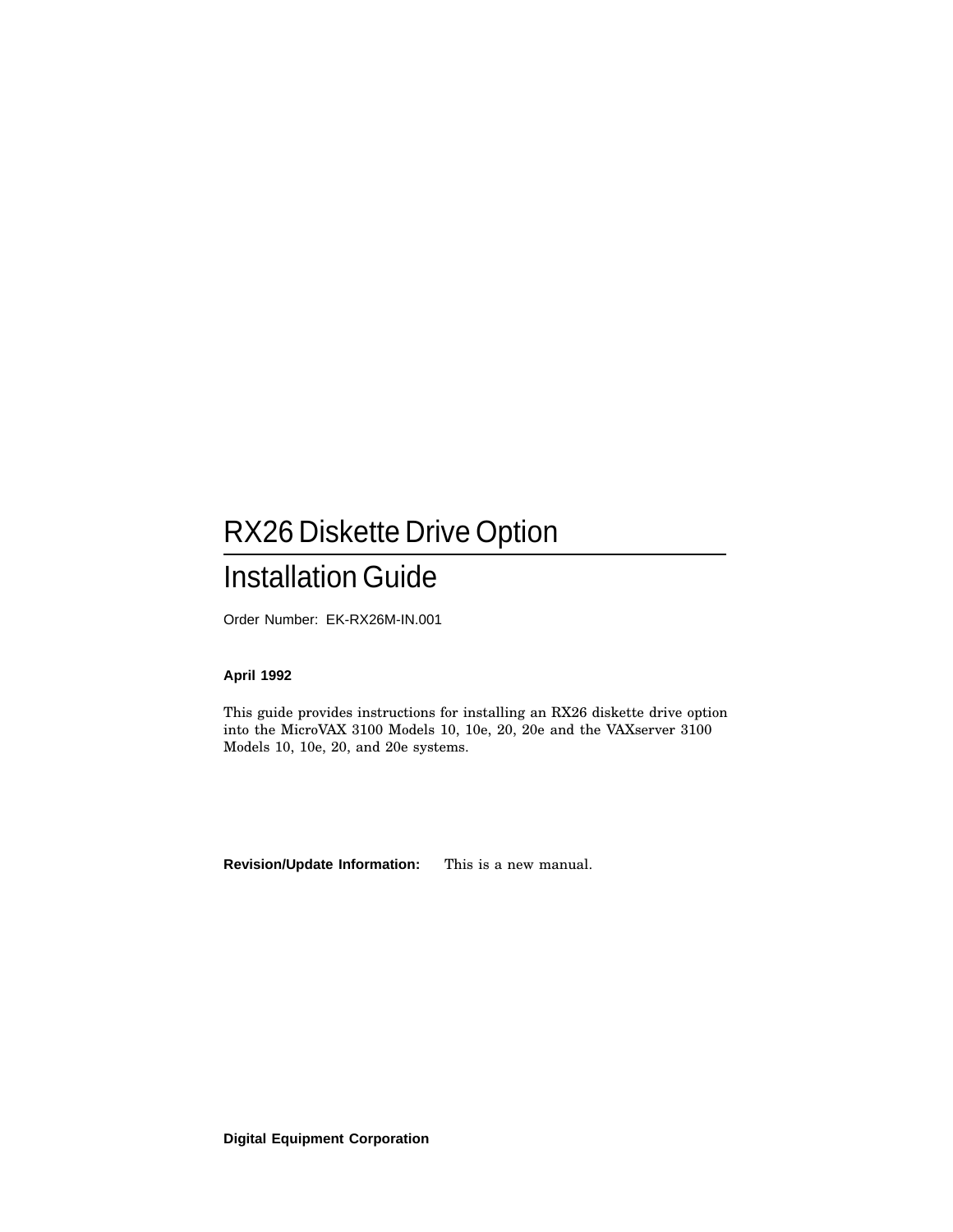# RX26 Diskette Drive Option

## Installation Guide

Order Number: EK-RX26M-IN.001

**April 1992**

This guide provides instructions for installing an RX26 diskette drive option into the MicroVAX 3100 Models 10, 10e, 20, 20e and the VAXserver 3100 Models 10, 10e, 20, and 20e systems.

**Revision/Update Information:** This is a new manual.

**Digital Equipment Corporation**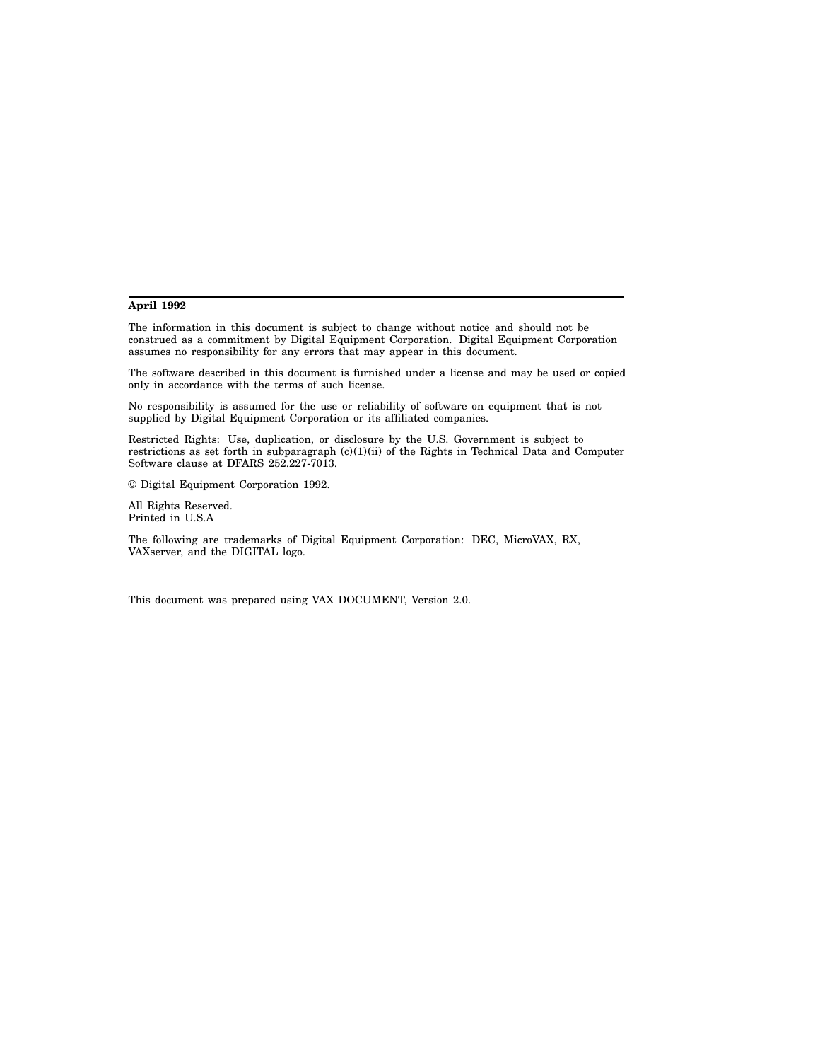**April 1992**

The information in this document is subject to change without notice and should not be construed as a commitment by Digital Equipment Corporation. Digital Equipment Corporation assumes no responsibility for any errors that may appear in this document.

The software described in this document is furnished under a license and may be used or copied only in accordance with the terms of such license.

No responsibility is assumed for the use or reliability of software on equipment that is not supplied by Digital Equipment Corporation or its affiliated companies.

Restricted Rights: Use, duplication, or disclosure by the U.S. Government is subject to restrictions as set forth in subparagraph (c)(1)(ii) of the Rights in Technical Data and Computer Software clause at DFARS 252.227-7013.

© Digital Equipment Corporation 1992.

All Rights Reserved.
Printed in U.S.A

The following are trademarks of Digital Equipment Corporation: DEC, MicroVAX, RX, VAXserver, and the DIGITAL logo.

This document was prepared using VAX DOCUMENT, Version 2.0.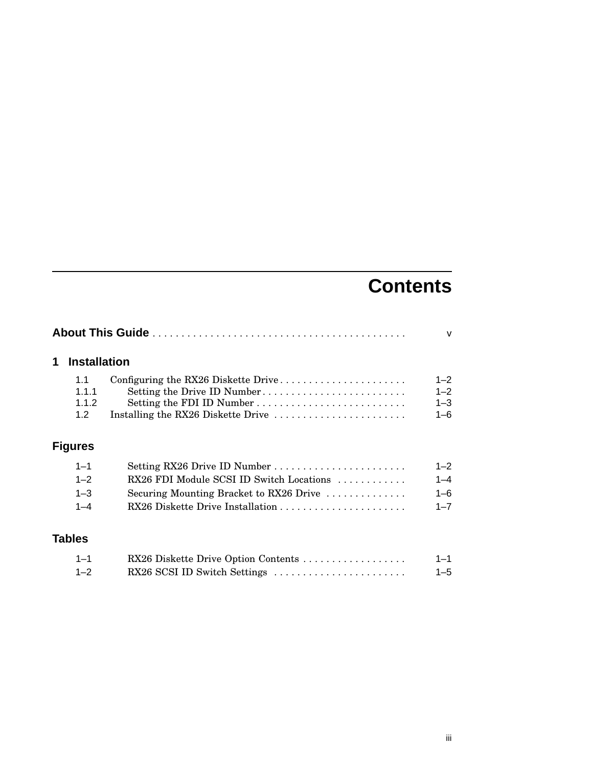# Contents

**About This Guide** . . . . . . . . . . . . . . . . . . . . . . . . . . . . . . . . . . . . . . . . . . . v

## 1 Installation

| | | |
|---|---|---|
| 1.1 | Configuring the RX26 Diskette Drive | 1–2 |
| 1.1.1 | Setting the Drive ID Number | 1–2 |
| 1.1.2 | Setting the FDI ID Number | 1–3 |
| 1.2 | Installing the RX26 Diskette Drive | 1–6 |

## Figures

| | | |
|---|---|---|
| 1–1 | Setting RX26 Drive ID Number | 1–2 |
| 1–2 | RX26 FDI Module SCSI ID Switch Locations | 1–4 |
| 1–3 | Securing Mounting Bracket to RX26 Drive | 1–6 |
| 1–4 | RX26 Diskette Drive Installation | 1–7 |

## Tables

| | | |
|---|---|---|
| 1–1 | RX26 Diskette Drive Option Contents | 1–1 |
| 1–2 | RX26 SCSI ID Switch Settings | 1–5 |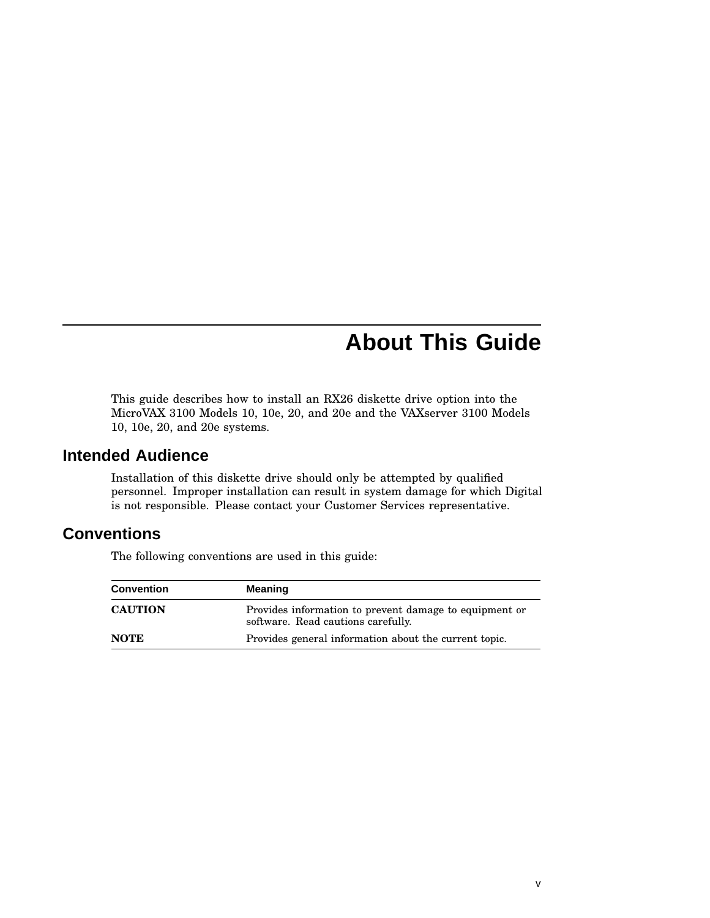# About This Guide

This guide describes how to install an RX26 diskette drive option into the MicroVAX 3100 Models 10, 10e, 20, and 20e and the VAXserver 3100 Models 10, 10e, 20, and 20e systems.

## Intended Audience

Installation of this diskette drive should only be attempted by qualified personnel. Improper installation can result in system damage for which Digital is not responsible. Please contact your Customer Services representative.

## Conventions

The following conventions are used in this guide:

| Convention | Meaning |
|---|---|
| **CAUTION** | Provides information to prevent damage to equipment or software. Read cautions carefully. |
| **NOTE** | Provides general information about the current topic. |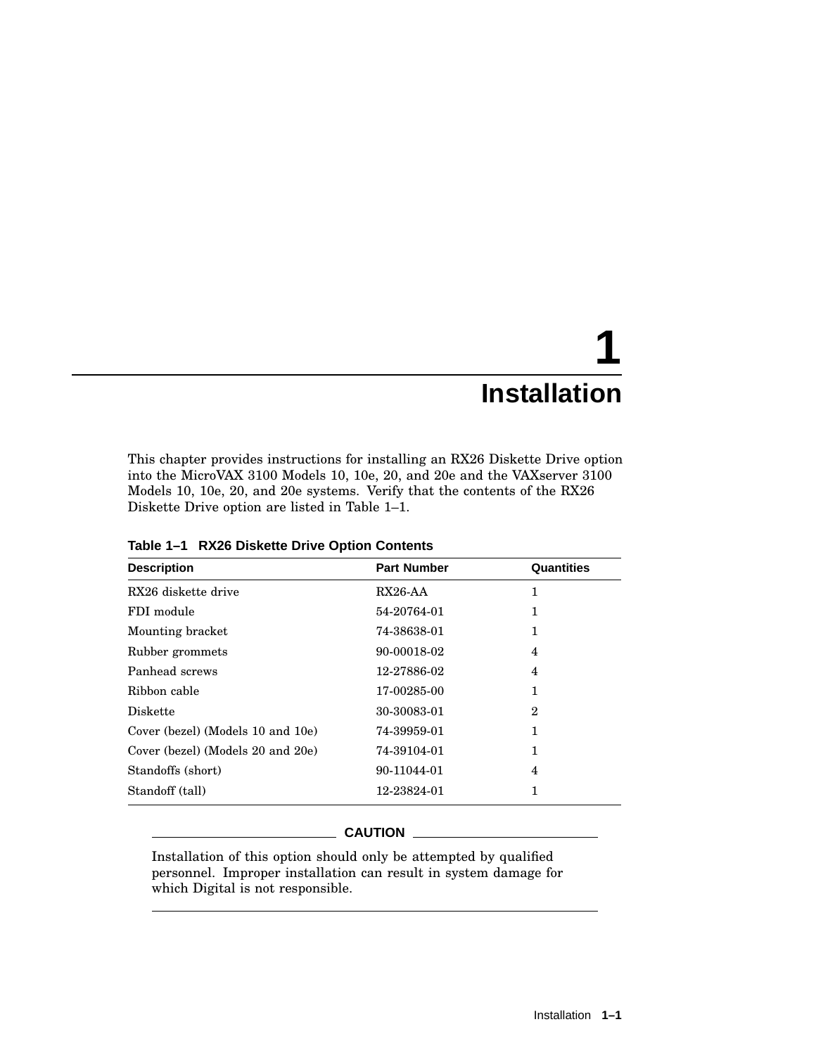# 1 Installation

This chapter provides instructions for installing an RX26 Diskette Drive option into the MicroVAX 3100 Models 10, 10e, 20, and 20e and the VAXserver 3100 Models 10, 10e, 20, and 20e systems. Verify that the contents of the RX26 Diskette Drive option are listed in Table 1–1.

**Table 1–1 RX26 Diskette Drive Option Contents**

| Description | Part Number | Quantities |
|---|---|---|
| RX26 diskette drive | RX26-AA | 1 |
| FDI module | 54-20764-01 | 1 |
| Mounting bracket | 74-38638-01 | 1 |
| Rubber grommets | 90-00018-02 | 4 |
| Panhead screws | 12-27886-02 | 4 |
| Ribbon cable | 17-00285-00 | 1 |
| Diskette | 30-30083-01 | 2 |
| Cover (bezel) (Models 10 and 10e) | 74-39959-01 | 1 |
| Cover (bezel) (Models 20 and 20e) | 74-39104-01 | 1 |
| Standoffs (short) | 90-11044-01 | 4 |
| Standoff (tall) | 12-23824-01 | 1 |

**CAUTION**

Installation of this option should only be attempted by qualified personnel. Improper installation can result in system damage for which Digital is not responsible.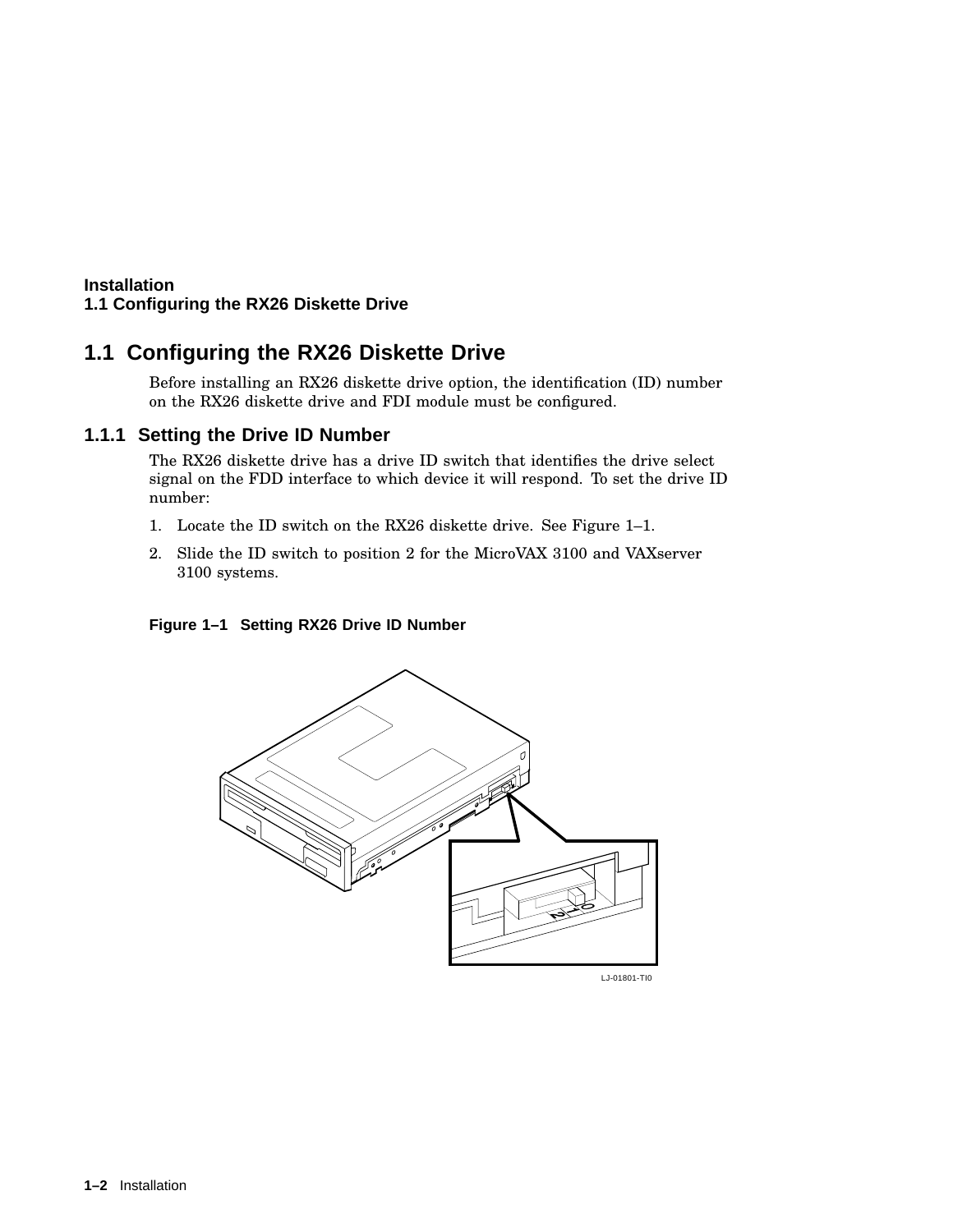## 1.1 Configuring the RX26 Diskette Drive

Before installing an RX26 diskette drive option, the identification (ID) number on the RX26 diskette drive and FDI module must be configured.

### 1.1.1 Setting the Drive ID Number

The RX26 diskette drive has a drive ID switch that identifies the drive select signal on the FDD interface to which device it will respond. To set the drive ID number:

1. Locate the ID switch on the RX26 diskette drive. See Figure 1–1.
2. Slide the ID switch to position 2 for the MicroVAX 3100 and VAXserver 3100 systems.

**Figure 1–1 Setting RX26 Drive ID Number**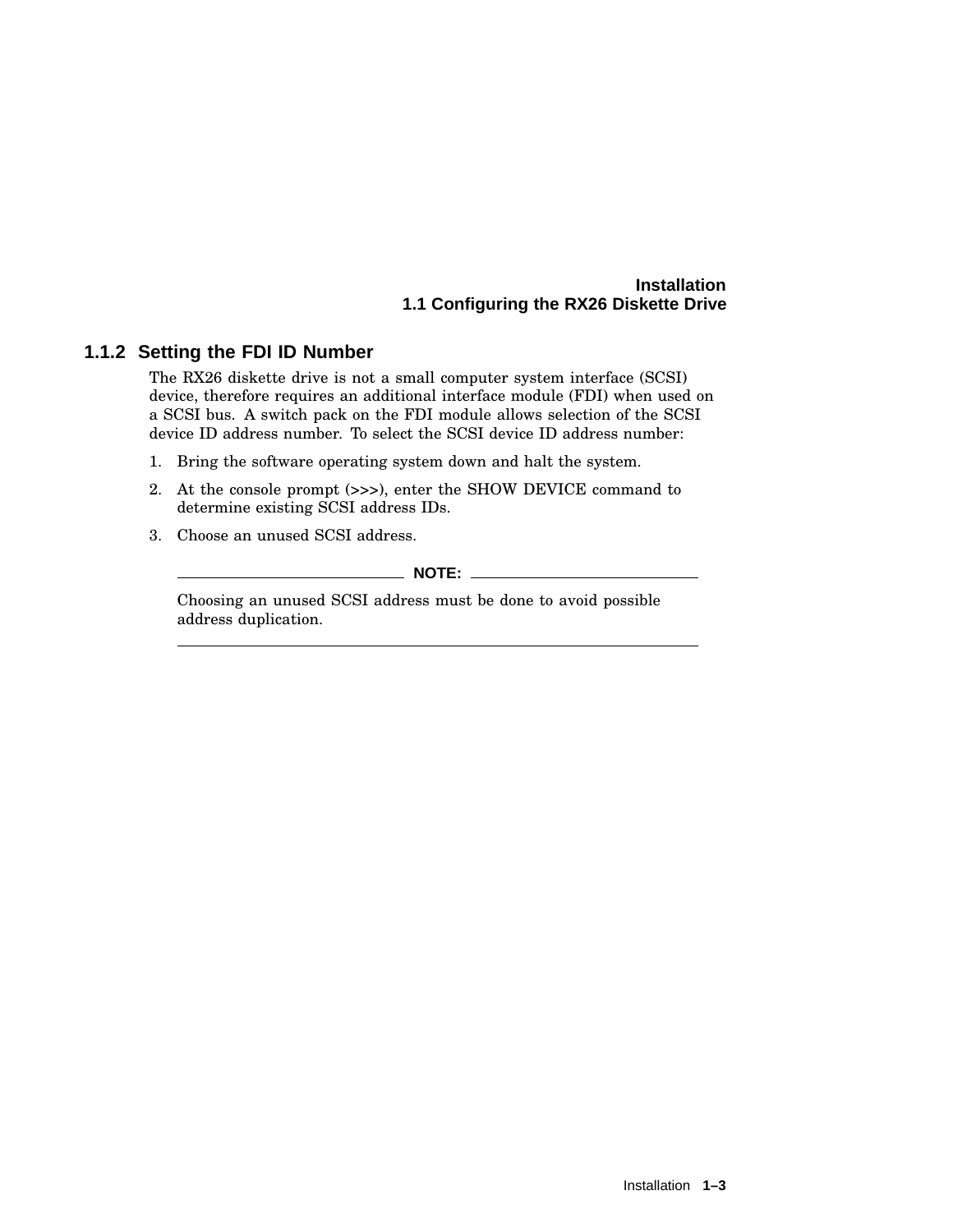### 1.1.2 Setting the FDI ID Number

The RX26 diskette drive is not a small computer system interface (SCSI) device, therefore requires an additional interface module (FDI) when used on a SCSI bus. A switch pack on the FDI module allows selection of the SCSI device ID address number. To select the SCSI device ID address number:

1. Bring the software operating system down and halt the system.
2. At the console prompt (>>>), enter the SHOW DEVICE command to determine existing SCSI address IDs.
3. Choose an unused SCSI address.

---

**NOTE:**

Choosing an unused SCSI address must be done to avoid possible address duplication.

---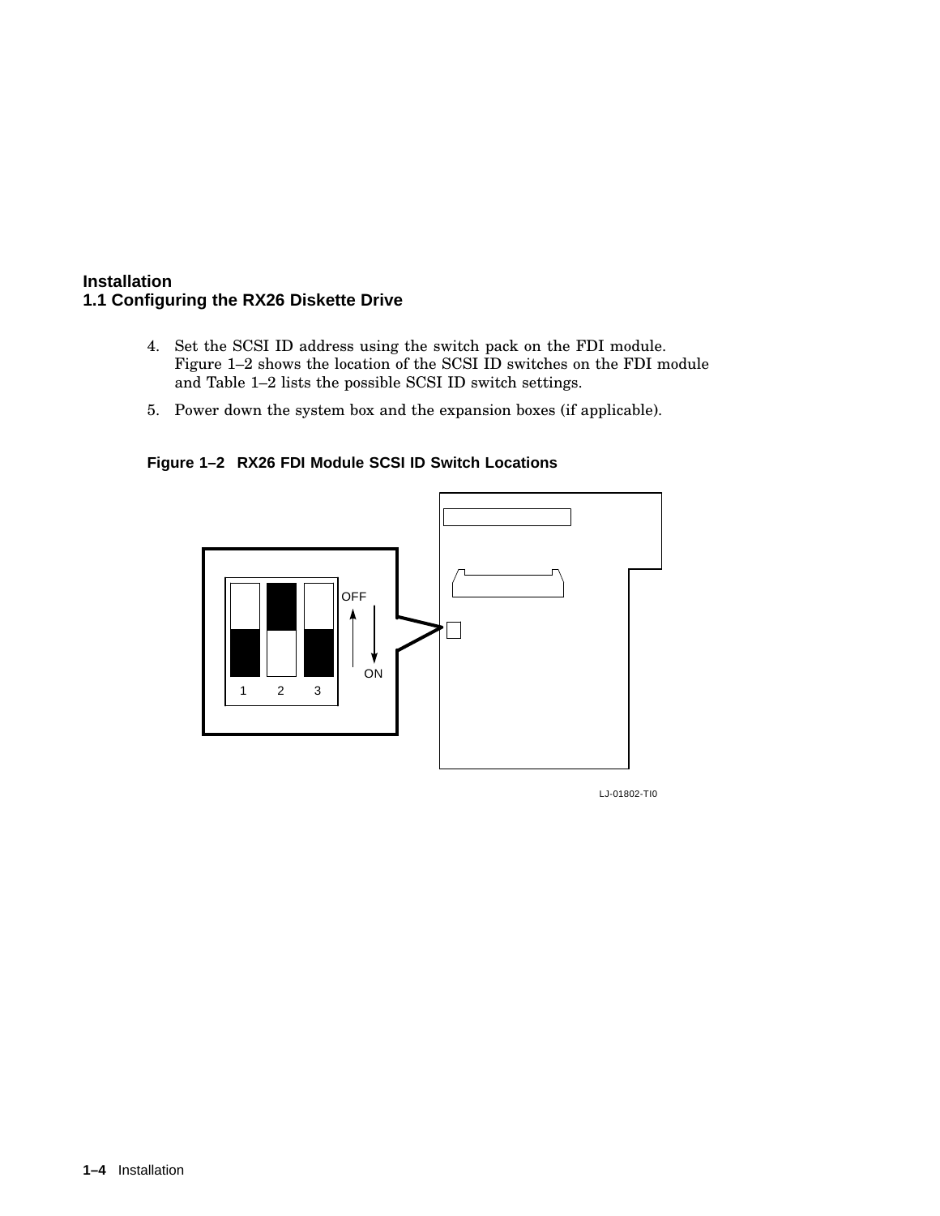4. Set the SCSI ID address using the switch pack on the FDI module. Figure 1–2 shows the location of the SCSI ID switches on the FDI module and Table 1–2 lists the possible SCSI ID switch settings.
5. Power down the system box and the expansion boxes (if applicable).

**Figure 1–2 RX26 FDI Module SCSI ID Switch Locations**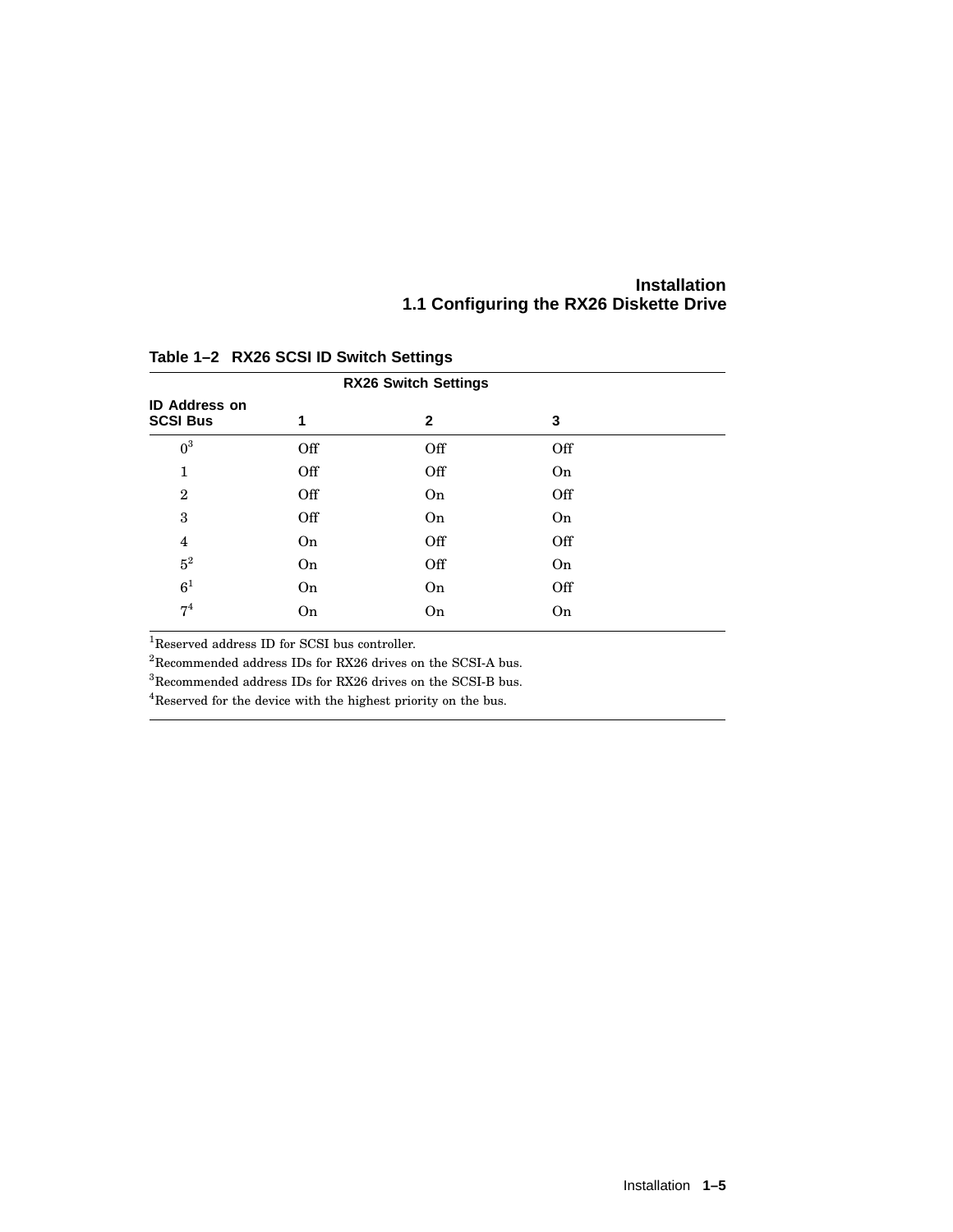**Table 1–2 RX26 SCSI ID Switch Settings**

| ID Address on SCSI Bus | RX26 Switch Settings | | |
|---|---|---|---|
| | 1 | 2 | 3 |
| 0[3] | Off | Off | Off |
| 1 | Off | Off | On |
| 2 | Off | On | Off |
| 3 | Off | On | On |
| 4 | On | Off | Off |
| 5[2] | On | Off | On |
| 6[1] | On | On | Off |
| 7[4] | On | On | On |

[1]Reserved address ID for SCSI bus controller.

[2]Recommended address IDs for RX26 drives on the SCSI-A bus.

[3]Recommended address IDs for RX26 drives on the SCSI-B bus.

[4]Reserved for the device with the highest priority on the bus.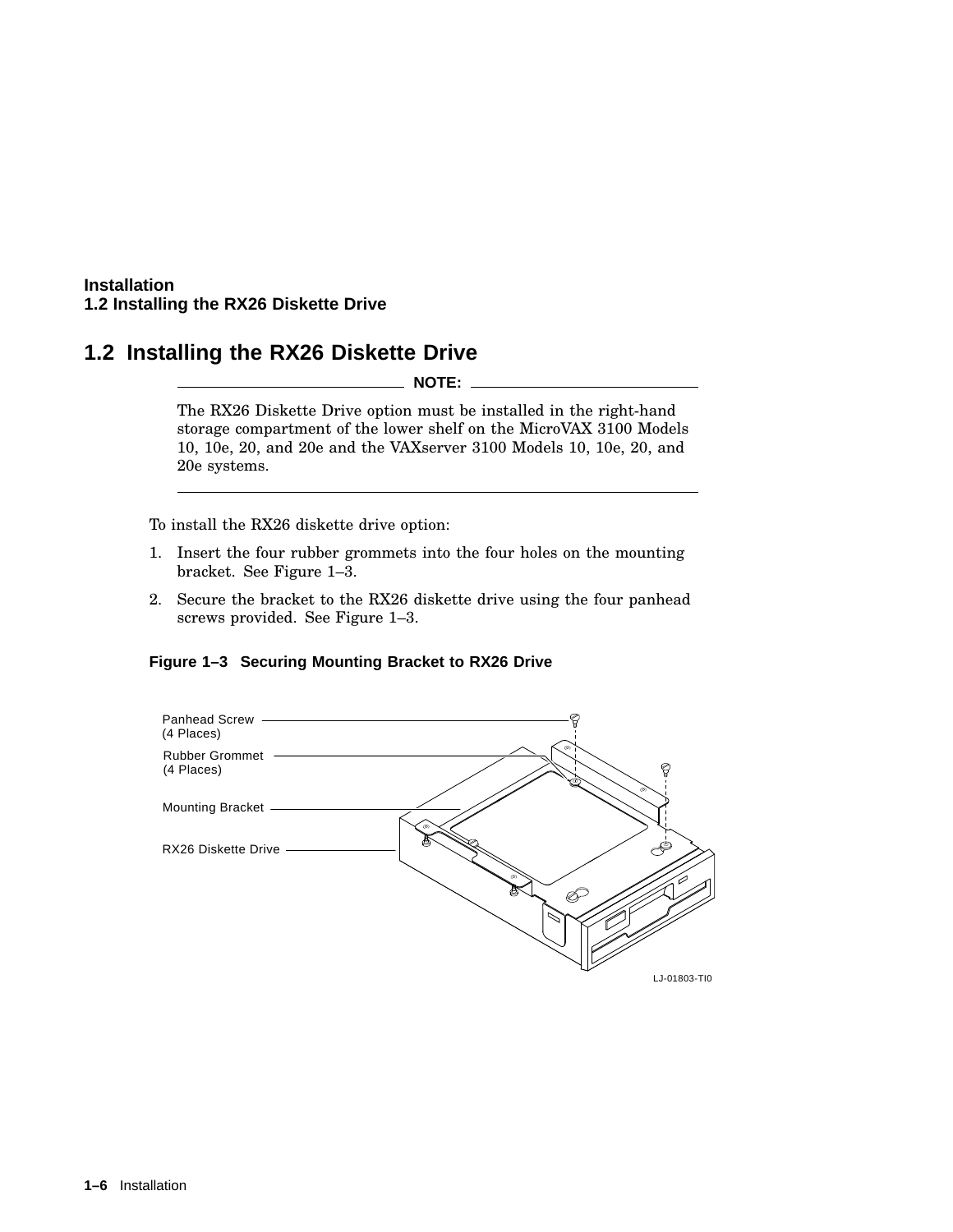## 1.2 Installing the RX26 Diskette Drive

**NOTE:**

The RX26 Diskette Drive option must be installed in the right-hand storage compartment of the lower shelf on the MicroVAX 3100 Models 10, 10e, 20, and 20e and the VAXserver 3100 Models 10, 10e, 20, and 20e systems.

---

To install the RX26 diskette drive option:

1. Insert the four rubber grommets into the four holes on the mounting bracket. See Figure 1–3.
2. Secure the bracket to the RX26 diskette drive using the four panhead screws provided. See Figure 1–3.

**Figure 1–3 Securing Mounting Bracket to RX26 Drive**

Panhead Screw (4 Places)

Rubber Grommet (4 Places)

Mounting Bracket

RX26 Diskette Drive

LJ-01803-TI0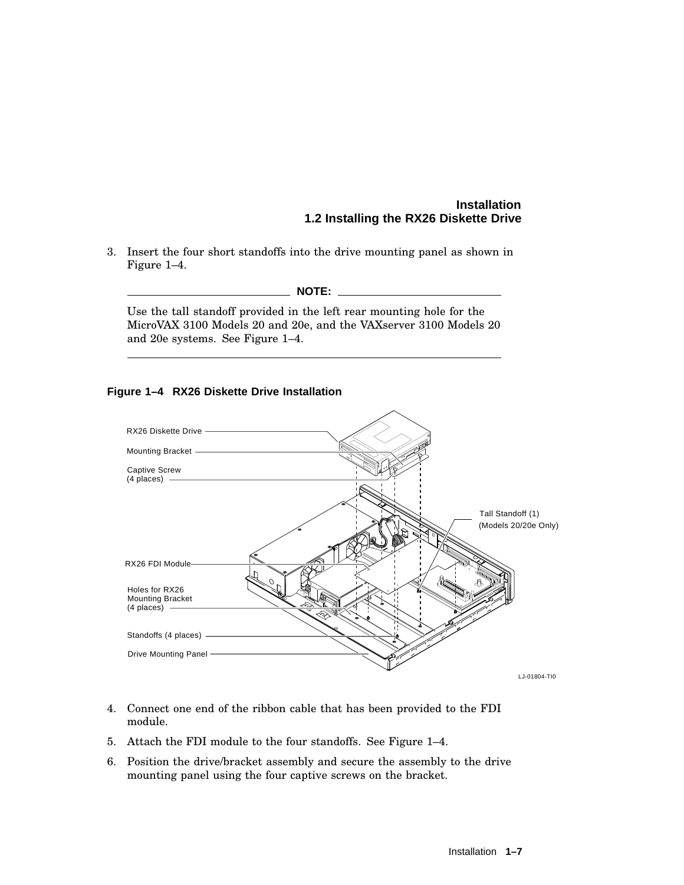3. Insert the four short standoffs into the drive mounting panel as shown in Figure 1–4.

**NOTE:**

Use the tall standoff provided in the left rear mounting hole for the MicroVAX 3100 Models 20 and 20e, and the VAXserver 3100 Models 20 and 20e systems. See Figure 1–4.

**Figure 1–4 RX26 Diskette Drive Installation**

RX26 Diskette Drive
Mounting Bracket
Captive Screw (4 places)
Tall Standoff (1) (Models 20/20e Only)
RX26 FDI Module
Holes for RX26 Mounting Bracket (4 places)
Standoffs (4 places)
Drive Mounting Panel

LJ-01804-TI0

4. Connect one end of the ribbon cable that has been provided to the FDI module.
5. Attach the FDI module to the four standoffs. See Figure 1–4.
6. Position the drive/bracket assembly and secure the assembly to the drive mounting panel using the four captive screws on the bracket.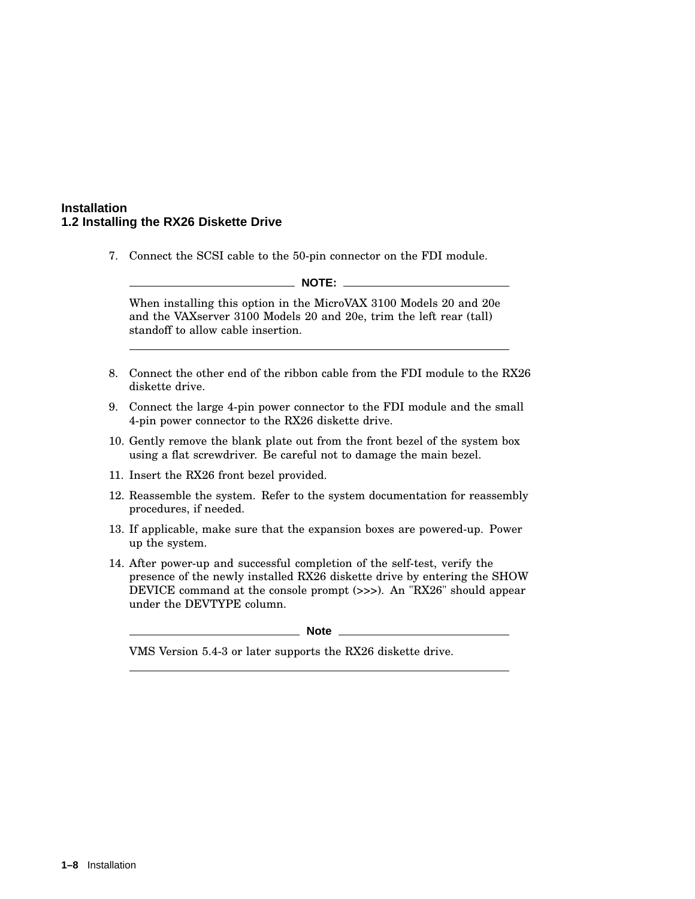7. Connect the SCSI cable to the 50-pin connector on the FDI module.

**NOTE:**

When installing this option in the MicroVAX 3100 Models 20 and 20e and the VAXserver 3100 Models 20 and 20e, trim the left rear (tall) standoff to allow cable insertion.

8. Connect the other end of the ribbon cable from the FDI module to the RX26 diskette drive.
9. Connect the large 4-pin power connector to the FDI module and the small 4-pin power connector to the RX26 diskette drive.
10. Gently remove the blank plate out from the front bezel of the system box using a flat screwdriver. Be careful not to damage the main bezel.
11. Insert the RX26 front bezel provided.
12. Reassemble the system. Refer to the system documentation for reassembly procedures, if needed.
13. If applicable, make sure that the expansion boxes are powered-up. Power up the system.
14. After power-up and successful completion of the self-test, verify the presence of the newly installed RX26 diskette drive by entering the SHOW DEVICE command at the console prompt (>>>). An "RX26" should appear under the DEVTYPE column.

**Note**

VMS Version 5.4-3 or later supports the RX26 diskette drive.